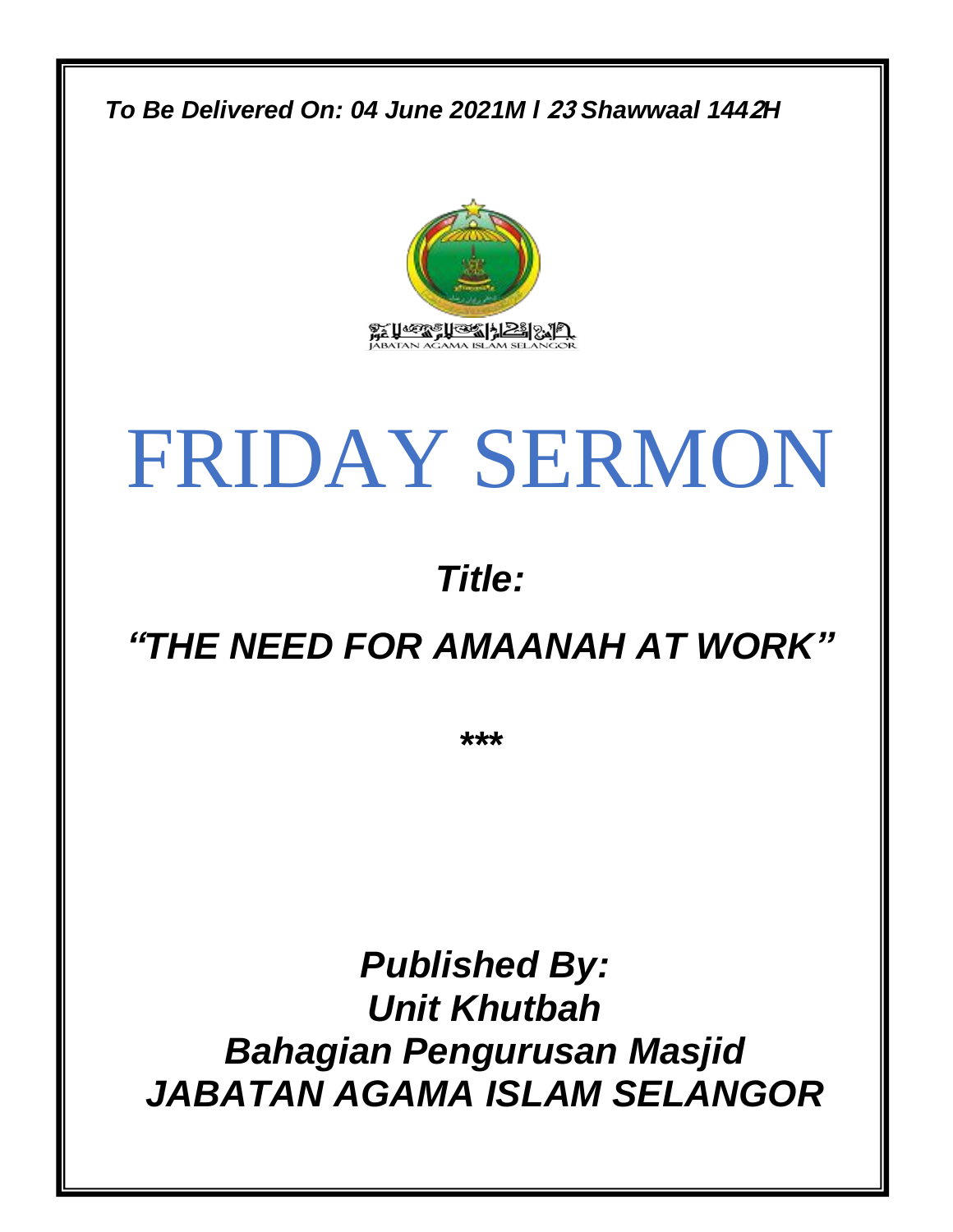*To Be Delivered On: 04 June 2021M I 23 Shawwaal 1442H*

JABATAN AGAMA ISLAM SELANGOR

# FRIDAY SERMON

***Title:***

## *"THE NEED FOR AMAANAH AT WORK"*

*****

***Published By:***
***Unit Khutbah***
***Bahagian Pengurusan Masjid***
***JABATAN AGAMA ISLAM SELANGOR***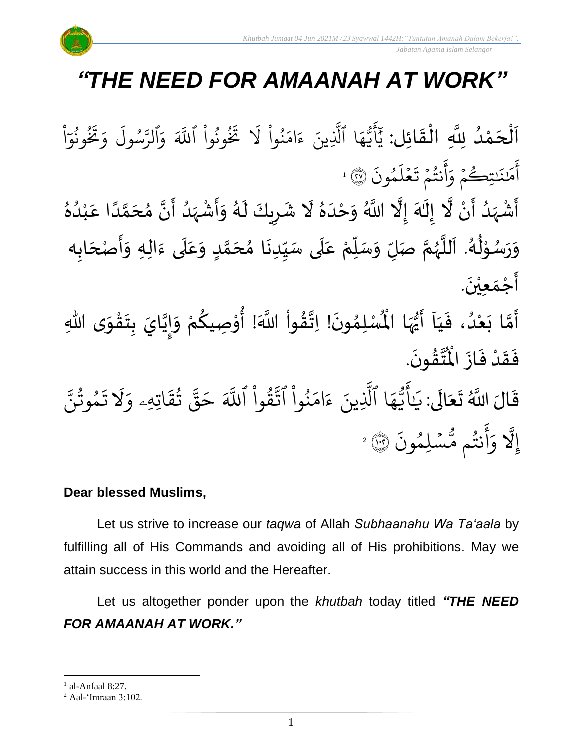# *"THE NEED FOR AMAANAH AT WORK"*

اَلْحَمْدُ لِلَّهِ الْقَائِل: يَٰٓأَيُّهَا ٱلَّذِينَ ءَامَنُواْ لَا تَخُونُواْ ٱللَّهَ وَٱلرَّسُولَ وَتَخُونُوٓاْ أَمَٰنَٰتِكُمۡ وَأَنتُمۡ تَعۡلَمُونَ ﴿٢٧﴾ [1]

أَشْهَدُ أَنْ لَّا إِلَهَ إِلَّا اللَّهُ وَحْدَهُ لَا شَرِيكَ لَهُ وَأَشْهَدُ أَنَّ مُحَمَّدًا عَبْدُهُ وَرَسُوْلُهُ. اَللَّهُمَّ صَلِّ وَسَلِّمْ عَلَى سَيِّدِنَا مُحَمَّدٍ وَعَلَى ءَالِهِ وَأَصْحَابِه أَجْمَعِيْنَ.

أَمَّا بَعْدُ، فَيَا أَيُّهَا الْمُسْلِمُونَ! اِتَّقُواْ اللَّهَ! أُوْصِيكُمْ وَإِيَّايَ بِتَقْوَى اللهِ فَقَدْ فَازَ الْمُتَّقُونَ.

قَالَ اللَّهُ تَعَالَى: يَٰٓأَيُّهَا ٱلَّذِينَ ءَامَنُواْ ٱتَّقُواْ ٱللَّهَ حَقَّ تُقَاتِهِۦ وَلَا تَمُوتُنَّ إِلَّا وَأَنتُم مُّسۡلِمُونَ ﴿١٠٢﴾ [2]

**Dear blessed Muslims,**

Let us strive to increase our *taqwa* of Allah *Subhaanahu Wa Ta'aala* by fulfilling all of His Commands and avoiding all of His prohibitions. May we attain success in this world and the Hereafter.

Let us altogether ponder upon the *khutbah* today titled ***"THE NEED FOR AMAANAH AT WORK."***

---

[1] al-Anfaal 8:27.

[2] Aal-'Imraan 3:102.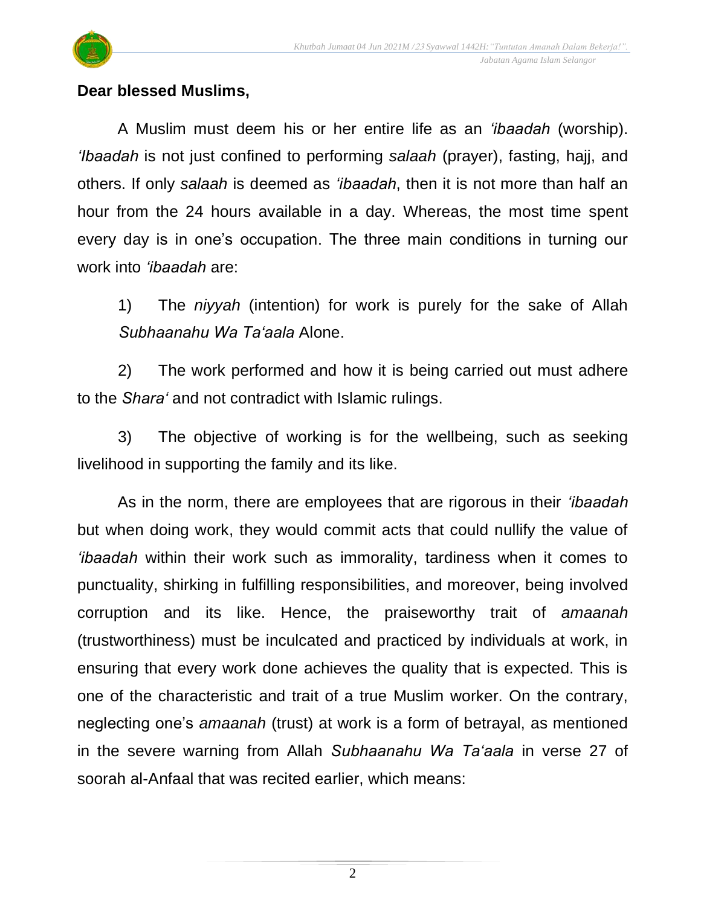**Dear blessed Muslims,**

A Muslim must deem his or her entire life as an *'ibaadah* (worship). *'Ibaadah* is not just confined to performing *salaah* (prayer), fasting, hajj, and others. If only *salaah* is deemed as *'ibaadah*, then it is not more than half an hour from the 24 hours available in a day. Whereas, the most time spent every day is in one's occupation. The three main conditions in turning our work into *'ibaadah* are:

1) The *niyyah* (intention) for work is purely for the sake of Allah *Subhaanahu Wa Ta'aala* Alone.

2) The work performed and how it is being carried out must adhere to the *Shara'* and not contradict with Islamic rulings.

3) The objective of working is for the wellbeing, such as seeking livelihood in supporting the family and its like.

As in the norm, there are employees that are rigorous in their *'ibaadah* but when doing work, they would commit acts that could nullify the value of *'ibaadah* within their work such as immorality, tardiness when it comes to punctuality, shirking in fulfilling responsibilities, and moreover, being involved corruption and its like. Hence, the praiseworthy trait of *amaanah* (trustworthiness) must be inculcated and practiced by individuals at work, in ensuring that every work done achieves the quality that is expected. This is one of the characteristic and trait of a true Muslim worker. On the contrary, neglecting one's *amaanah* (trust) at work is a form of betrayal, as mentioned in the severe warning from Allah *Subhaanahu Wa Ta'aala* in verse 27 of soorah al-Anfaal that was recited earlier, which means: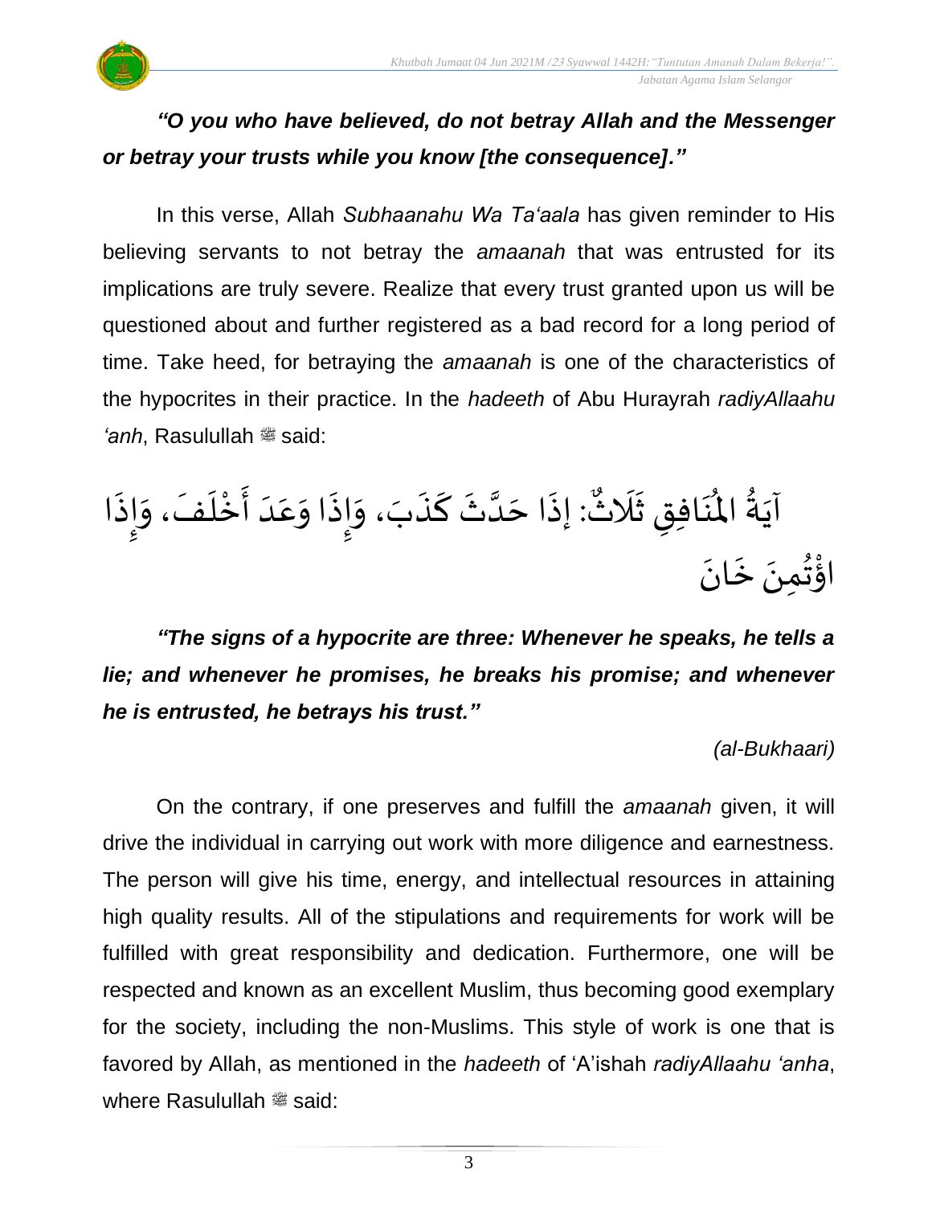***"O you who have believed, do not betray Allah and the Messenger or betray your trusts while you know [the consequence]."***

In this verse, Allah *Subhaanahu Wa Ta'aala* has given reminder to His believing servants to not betray the *amaanah* that was entrusted for its implications are truly severe. Realize that every trust granted upon us will be questioned about and further registered as a bad record for a long period of time. Take heed, for betraying the *amaanah* is one of the characteristics of the hypocrites in their practice. In the *hadeeth* of Abu Hurayrah *radiyAllaahu 'anh*, Rasulullah ﷺ said:

آيَةُ الْمُنَافِقِ ثَلَاثٌ: إِذَا حَدَّثَ كَذَبَ، وَإِذَا وَعَدَ أَخْلَفَ، وَإِذَا اؤْتُمِنَ خَانَ

***"The signs of a hypocrite are three: Whenever he speaks, he tells a lie; and whenever he promises, he breaks his promise; and whenever he is entrusted, he betrays his trust."***

*(al-Bukhaari)*

On the contrary, if one preserves and fulfill the *amaanah* given, it will drive the individual in carrying out work with more diligence and earnestness. The person will give his time, energy, and intellectual resources in attaining high quality results. All of the stipulations and requirements for work will be fulfilled with great responsibility and dedication. Furthermore, one will be respected and known as an excellent Muslim, thus becoming good exemplary for the society, including the non-Muslims. This style of work is one that is favored by Allah, as mentioned in the *hadeeth* of 'A'ishah *radiyAllaahu 'anha*, where Rasulullah ﷺ said: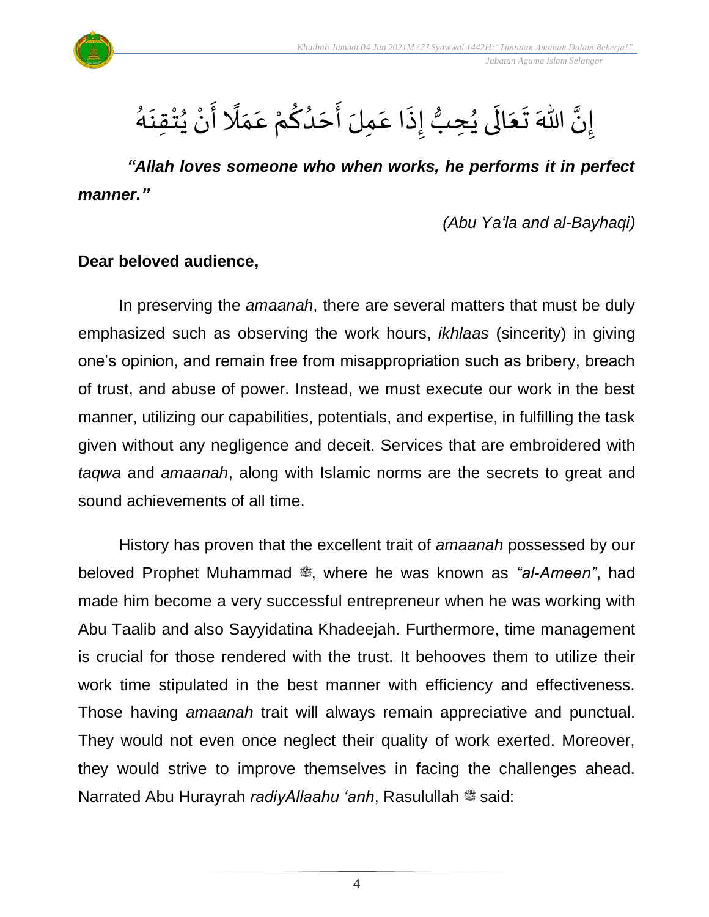إِنَّ اللهَ تَعَالَى يُحِبُّ إِذَا عَمِلَ أَحَدُكُمْ عَمَلًا أَنْ يُتْقِنَهُ

***"Allah loves someone who when works, he performs it in perfect manner."***

*(Abu Ya'la and al-Bayhaqi)*

**Dear beloved audience,**

In preserving the *amaanah*, there are several matters that must be duly emphasized such as observing the work hours, *ikhlaas* (sincerity) in giving one's opinion, and remain free from misappropriation such as bribery, breach of trust, and abuse of power. Instead, we must execute our work in the best manner, utilizing our capabilities, potentials, and expertise, in fulfilling the task given without any negligence and deceit. Services that are embroidered with *taqwa* and *amaanah*, along with Islamic norms are the secrets to great and sound achievements of all time.

History has proven that the excellent trait of *amaanah* possessed by our beloved Prophet Muhammad ﷺ, where he was known as *"al-Ameen"*, had made him become a very successful entrepreneur when he was working with Abu Taalib and also Sayyidatina Khadeejah. Furthermore, time management is crucial for those rendered with the trust. It behooves them to utilize their work time stipulated in the best manner with efficiency and effectiveness. Those having *amaanah* trait will always remain appreciative and punctual. They would not even once neglect their quality of work exerted. Moreover, they would strive to improve themselves in facing the challenges ahead. Narrated Abu Hurayrah *radiyAllaahu 'anh*, Rasulullah ﷺ said: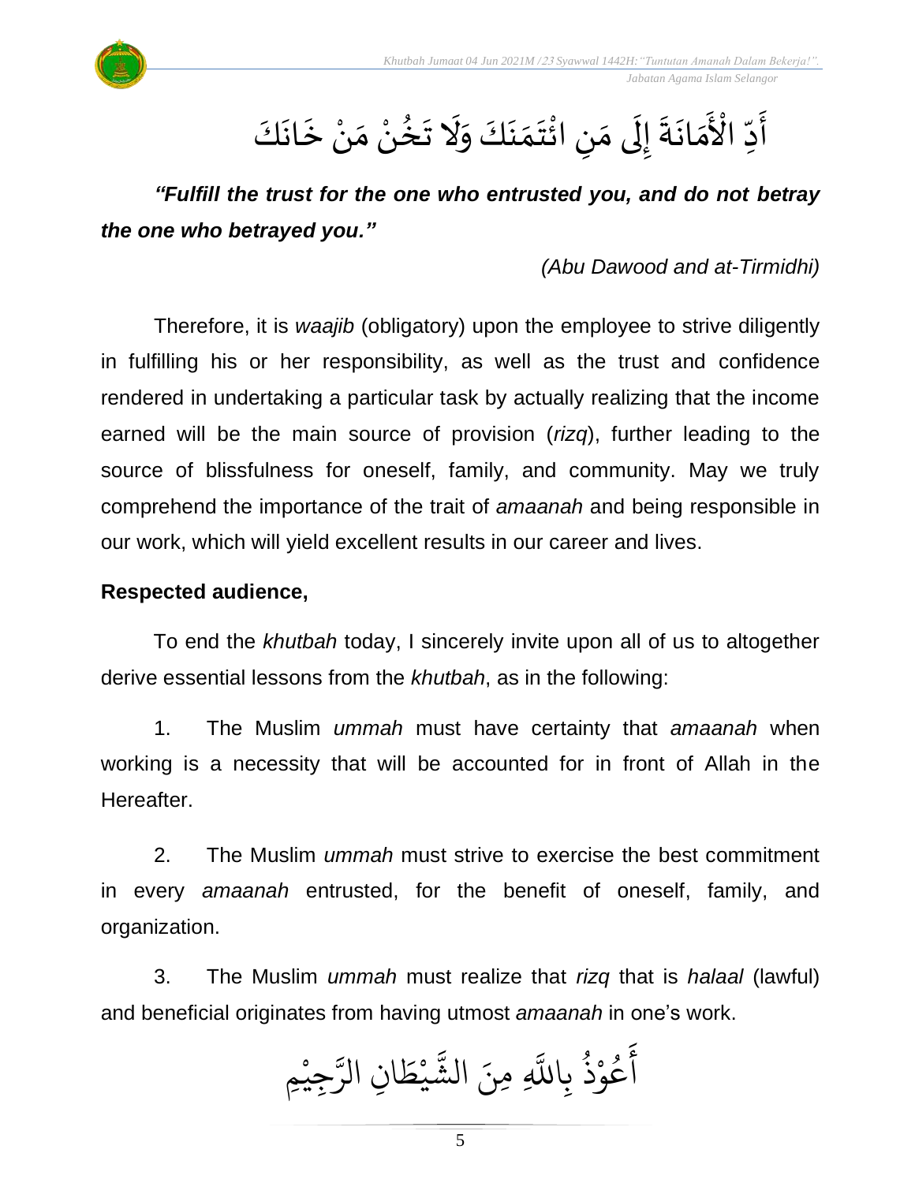أَدِّ الْأَمَانَةَ إِلَى مَنِ ائْتَمَنَكَ وَلَا تَخُنْ مَنْ خَانَكَ

***"Fulfill the trust for the one who entrusted you, and do not betray the one who betrayed you."***

*(Abu Dawood and at-Tirmidhi)*

Therefore, it is *waajib* (obligatory) upon the employee to strive diligently in fulfilling his or her responsibility, as well as the trust and confidence rendered in undertaking a particular task by actually realizing that the income earned will be the main source of provision (*rizq*), further leading to the source of blissfulness for oneself, family, and community. May we truly comprehend the importance of the trait of *amaanah* and being responsible in our work, which will yield excellent results in our career and lives.

**Respected audience,**

To end the *khutbah* today, I sincerely invite upon all of us to altogether derive essential lessons from the *khutbah*, as in the following:

1. The Muslim *ummah* must have certainty that *amaanah* when working is a necessity that will be accounted for in front of Allah in the Hereafter.

2. The Muslim *ummah* must strive to exercise the best commitment in every *amaanah* entrusted, for the benefit of oneself, family, and organization.

3. The Muslim *ummah* must realize that *rizq* that is *halaal* (lawful) and beneficial originates from having utmost *amaanah* in one's work.

أَعُوْذُ بِاللَّهِ مِنَ الشَّيْطَانِ الرَّجِيْمِ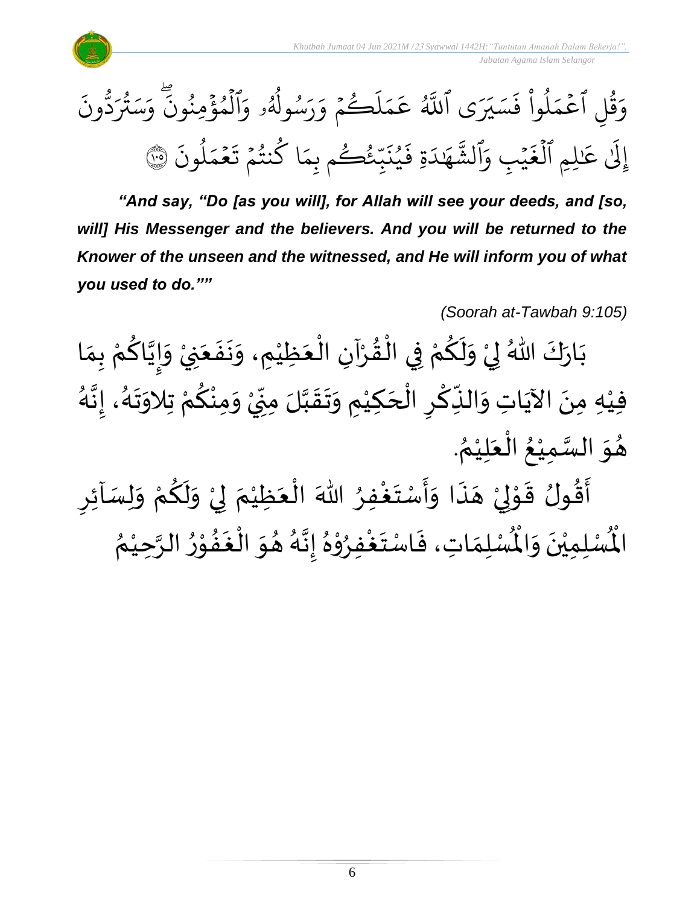وَقُلِ ٱعۡمَلُواْ فَسَيَرَى ٱللَّهُ عَمَلَكُمۡ وَرَسُولُهُۥ وَٱلۡمُؤۡمِنُونَۖ وَسَتُرَدُّونَ إِلَىٰ عَٰلِمِ ٱلۡغَيۡبِ وَٱلشَّهَٰدَةِ فَيُنَبِّئُكُم بِمَا كُنتُمۡ تَعۡمَلُونَ ﴿١٠٥﴾

***"And say, "Do [as you will], for Allah will see your deeds, and [so, will] His Messenger and the believers. And you will be returned to the Knower of the unseen and the witnessed, and He will inform you of what you used to do.""***

*(Soorah at-Tawbah 9:105)*

بَارَكَ اللهُ لِيْ وَلَكُمْ فِي الْقُرْآنِ الْعَظِيْمِ، وَنَفَعَنِيْ وَإِيَّاكُمْ بِمَا فِيْهِ مِنَ الآيَاتِ وَالذِّكْرِ الْحَكِيْمِ وَتَقَبَّلَ مِنِّيْ وَمِنْكُمْ تِلاوَتَهُ، إِنَّهُ هُوَ السَّمِيْعُ الْعَلِيْمُ.

أَقُولُ قَوْلِيْ هَذَا وَأَسْتَغْفِرُ اللهَ الْعَظِيْمَ لِيْ وَلَكُمْ وَلِسَآئِرِ الْمُسْلِمِيْنَ وَالْمُسْلِمَاتِ، فَاسْتَغْفِرُوْهُ إِنَّهُ هُوَ الْغَفُوْرُ الرَّحِيْمُ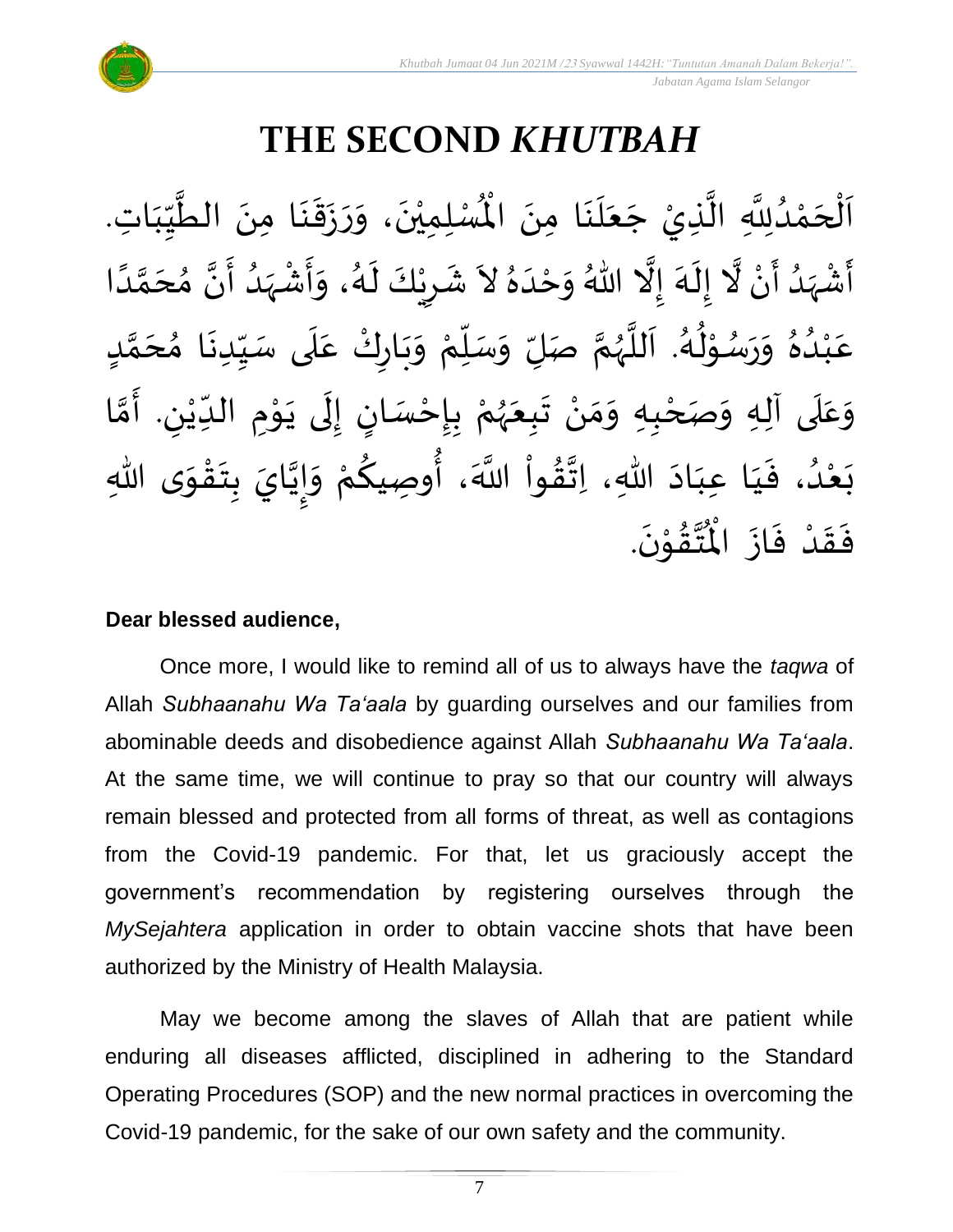# THE SECOND *KHUTBAH*

اَلْحَمْدُلِلَّهِ الَّذِيْ جَعَلَنَا مِنَ الْمُسْلِمِيْنَ، وَرَزَقَنَا مِنَ الطَّيِّبَاتِ. أَشْهَدُ أَنْ لَّا إِلَهَ إِلَّا اللهُ وَحْدَهُ لاَ شَرِيْكَ لَهُ، وَأَشْهَدُ أَنَّ مُحَمَّدًا عَبْدُهُ وَرَسُوْلُهُ. اَللَّهُمَّ صَلِّ وَسَلِّمْ وَبَارِكْ عَلَى سَيِّدِنَا مُحَمَّدٍ وَعَلَى آلِهِ وَصَحْبِهِ وَمَنْ تَبِعَهُمْ بِإِحْسَانٍ إِلَى يَوْمِ الدِّيْنِ. أَمَّا بَعْدُ، فَيَا عِبَادَ اللهِ، اِتَّقُواْ اللَّهَ، أُوصِيكُمْ وَإِيَّايَ بِتَقْوَى اللهِ فَقَدْ فَازَ الْمُتَّقُوْنَ.

**Dear blessed audience,**

Once more, I would like to remind all of us to always have the *taqwa* of Allah *Subhaanahu Wa Ta'aala* by guarding ourselves and our families from abominable deeds and disobedience against Allah *Subhaanahu Wa Ta'aala*. At the same time, we will continue to pray so that our country will always remain blessed and protected from all forms of threat, as well as contagions from the Covid-19 pandemic. For that, let us graciously accept the government's recommendation by registering ourselves through the *MySejahtera* application in order to obtain vaccine shots that have been authorized by the Ministry of Health Malaysia.

May we become among the slaves of Allah that are patient while enduring all diseases afflicted, disciplined in adhering to the Standard Operating Procedures (SOP) and the new normal practices in overcoming the Covid-19 pandemic, for the sake of our own safety and the community.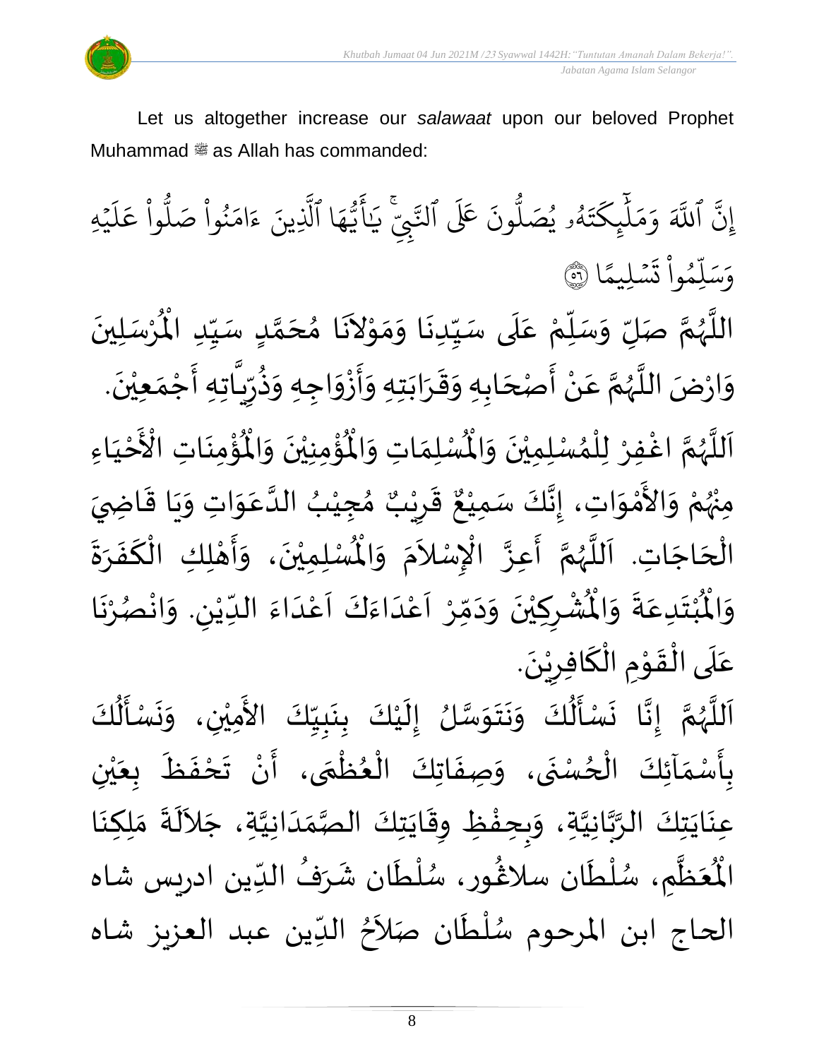Let us altogether increase our *salawaat* upon our beloved Prophet Muhammad ﷺ as Allah has commanded:

إِنَّ ٱللَّهَ وَمَلَٰٓئِكَتَهُۥ يُصَلُّونَ عَلَى ٱلنَّبِيِّۚ يَٰٓأَيُّهَا ٱلَّذِينَ ءَامَنُواْ صَلُّواْ عَلَيْهِ وَسَلِّمُواْ تَسْلِيمًا ﴿٥٦﴾

اللَّهُمَّ صَلِّ وَسَلِّمْ عَلَى سَيِّدِنَا وَمَوْلاَنَا مُحَمَّدٍ سَيِّدِ الْمُرْسَلِينَ وَارْضَ اللَّهُمَّ عَنْ أَصْحَابِهِ وَقَرَابَتِهِ وَأَزْوَاجِهِ وَذُرِّيَّاتِهِ أَجْمَعِيْنَ.

اَللَّهُمَّ اغْفِرْ لِلْمُسْلِمِيْنَ وَالْمُسْلِمَاتِ وَالْمُؤْمِنِيْنَ وَالْمُؤْمِنَاتِ الْأَحْيَاءِ مِنْهُمْ وَالأَمْوَاتِ، إِنَّكَ سَمِيْعٌ قَرِيْبٌ مُجِيْبُ الدَّعَوَاتِ وَيَا قَاضِيَ الْحَاجَاتِ. اَللَّهُمَّ أَعِزَّ الْإِسْلاَمَ وَالْمُسْلِمِيْنَ، وَأَهْلِكِ الْكَفَرَةَ وَالْمُبْتَدِعَةَ وَالْمُشْرِكِيْنَ وَدَمِّرْ اَعْدَاءَكَ اَعْدَاءَ الدِّيْنِ. وَانْصُرْنَا عَلَى الْقَوْمِ الْكَافِرِيْنَ.

اَللَّهُمَّ إِنَّا نَسْأَلُكَ وَنَتَوَسَّلُ إِلَيْكَ بِنَبِيِّكَ الأَمِيْنِ، وَنَسْأَلُكَ بِأَسْمَآئِكَ الْحُسْنَى، وَصِفَاتِكَ الْعُظْمَى، أَنْ تَحْفَظَ بِعَيْنِ عِنَايَتِكَ الرَّبَّانِيَّةِ، وَبِحِفْظِ وِقَايَتِكَ الصَّمَدَانِيَّةِ، جَلاَلَةَ مَلِكِنَا الْمُعَظَّمِ، سُلْطَان سلاڠُور، سُلْطَان شَرَفُ الدِّين ادريس شاه الحاج ابن المرحوم سُلْطَان صَلاَحُ الدِّين عبد العزيز شاه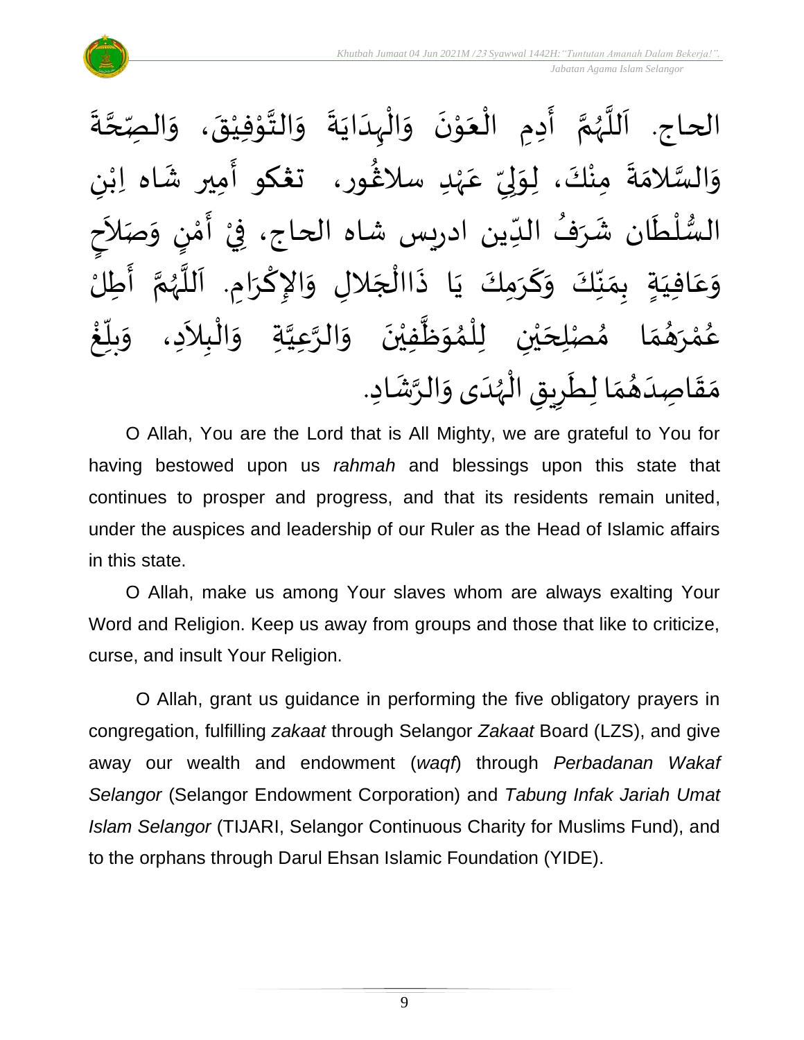الحاج. اَللَّهُمَّ أَدِمِ الْعَوْنَ وَالْهِدَايَةَ وَالتَّوْفِيْقَ، وَالصِّحَّةَ وَالسَّلامَةَ مِنْكَ، لِوَلِيِّ عَهْدِ سلاڠور، تڠكو أَمِير شَاه اِبْنِ السُّلْطَان شَرَفُ الدِّين ادريس شاه الحاج، فِيْ أَمْنٍ وَصَلاَحٍ وَعَافِيَةٍ بِمَنِّكَ وَكَرَمِكَ يَا ذَاالْجَلالِ وَالإِكْرَامِ. اَللَّهُمَّ أَطِلْ عُمْرَهُمَا مُصْلِحَيْنِ لِلْمُوَظَّفِيْنَ وَالرَّعِيَّةِ وَالْبِلاَدِ، وَبَلِّغْ مَقَاصِدَهُمَا لِطَرِيقِ الْهُدَى وَالرَّشَادِ.

O Allah, You are the Lord that is All Mighty, we are grateful to You for having bestowed upon us *rahmah* and blessings upon this state that continues to prosper and progress, and that its residents remain united, under the auspices and leadership of our Ruler as the Head of Islamic affairs in this state.

O Allah, make us among Your slaves whom are always exalting Your Word and Religion. Keep us away from groups and those that like to criticize, curse, and insult Your Religion.

O Allah, grant us guidance in performing the five obligatory prayers in congregation, fulfilling *zakaat* through Selangor *Zakaat* Board (LZS), and give away our wealth and endowment (*waqf*) through *Perbadanan Wakaf Selangor* (Selangor Endowment Corporation) and *Tabung Infak Jariah Umat Islam Selangor* (TIJARI, Selangor Continuous Charity for Muslims Fund), and to the orphans through Darul Ehsan Islamic Foundation (YIDE).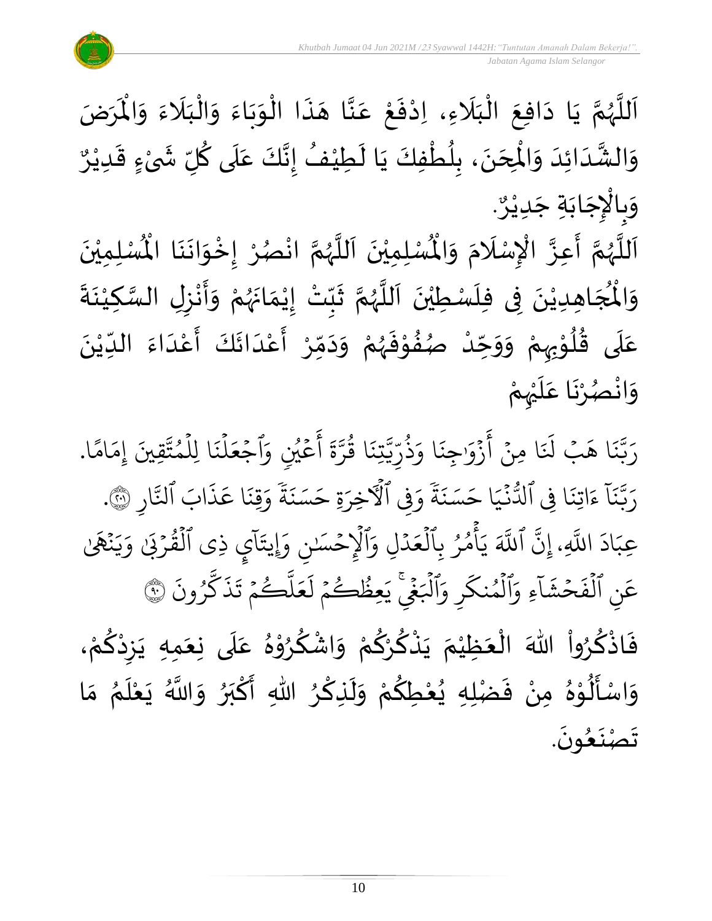اَللَّهُمَّ يَا دَافِعَ الْبَلَاءِ، اِدْفَعْ عَنَّا هَذَا الْوَبَاءَ وَالْبَلَاءَ وَالْمَرَضَ وَالشَّدَائِدَ وَالْمِحَنَ، بِلُطْفِكَ يَا لَطِيْفُ إِنَّكَ عَلَى كُلِّ شَيْءٍ قَدِيْرٌ وَبِالْإِجَابَةِ جَدِيْرٌ.

اَللَّهُمَّ أَعِزَّ الْإِسْلَامَ وَالْمُسْلِمِيْنَ اَللَّهُمَّ انْصُرْ إِخْوَانَنَا الْمُسْلِمِيْنَ وَالْمُجَاهِدِيْنَ فِي فِلَسْطِيْنَ اَللَّهُمَّ ثَبِّتْ إِيْمَانَهُمْ وَأَنْزِلِ السَّكِيْنَةَ عَلَى قُلُوْبِهِمْ وَوَحِّدْ صُفُوْفَهُمْ وَدَمِّرْ أَعْدَائَكَ أَعْدَاءَ الدِّيْنَ وَانْصُرْنَا عَلَيْهِمْ

رَبَّنَا هَبْ لَنَا مِنْ أَزْوَٰجِنَا وَذُرِّيَّتِنَا قُرَّةَ أَعْيُنٍ وَٱجْعَلْنَا لِلْمُتَّقِينَ إِمَامًا.

رَبَّنَآ ءَاتِنَا فِي ٱلدُّنْيَا حَسَنَةً وَفِي ٱلْءَاخِرَةِ حَسَنَةً وَقِنَا عَذَابَ ٱلنَّارِ ﴿٢٠١﴾.

عِبَادَ اللَّهِ، إِنَّ ٱللَّهَ يَأْمُرُ بِٱلْعَدْلِ وَٱلْإِحْسَٰنِ وَإِيتَآيِٕ ذِي ٱلْقُرْبَىٰ وَيَنْهَىٰ عَنِ ٱلْفَحْشَآءِ وَٱلْمُنكَرِ وَٱلْبَغْيِ ۚ يَعِظُكُمْ لَعَلَّكُمْ تَذَكَّرُونَ ﴿٩٠﴾

فَاذْكُرُواْ اللهَ الْعَظِيْمَ يَذْكُرْكُمْ وَاشْكُرُوْهُ عَلَى نِعَمِهِ يَزِدْكُمْ، وَاسْأَلُوْهُ مِنْ فَضْلِهِ يُعْطِكُمْ وَلَذِكْرُ اللهِ أَكْبَرُ وَاللَّهُ يَعْلَمُ مَا تَصْنَعُونَ.